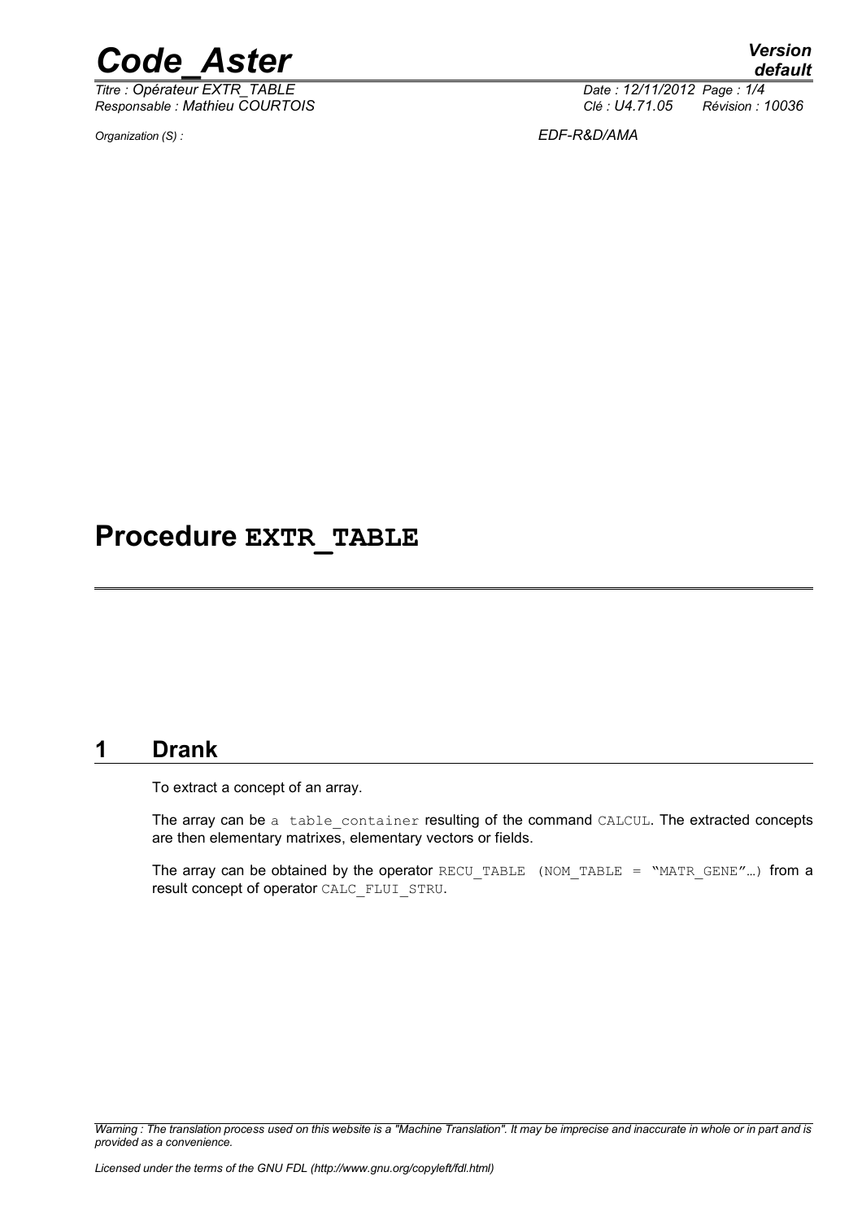# Procedure EXTR_TABLE

## 1 Drank

To extract a concept of an array.

The array can be a table_container resulting of the command CALCUL. The extracted concepts are then elementary matrixes, elementary vectors or fields.

The array can be obtained by the operator RECU_TABLE (NOM_TABLE = "MATR_GENE"…) from a result concept of operator CALC_FLUI_STRU.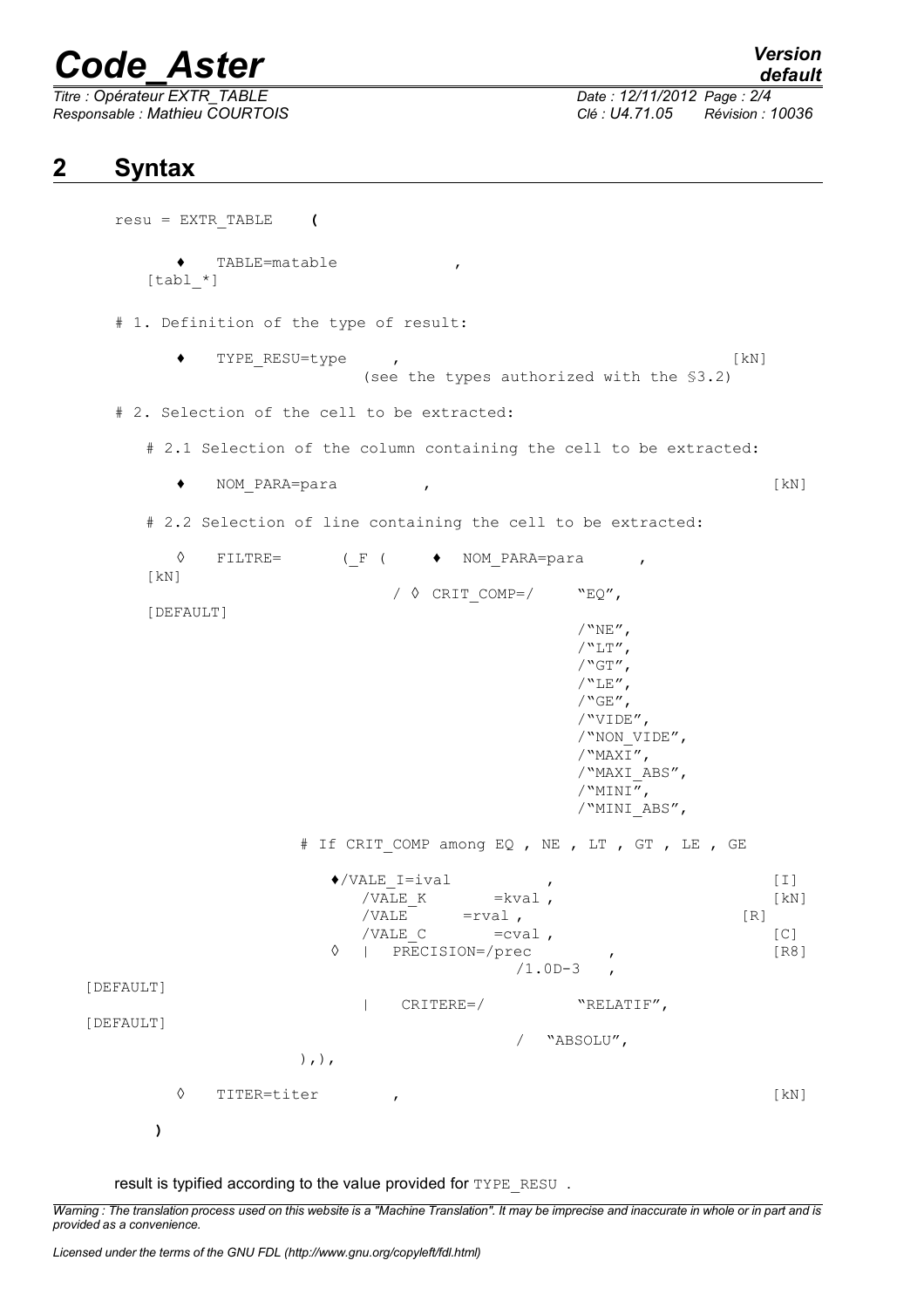# 2 Syntax

```
resu = EXTR_TABLE    (

     ♦   TABLE=matable            ,                              [tabl_*]

# 1. Definition of the type of result:

     ♦   TYPE_RESU=type     ,                                     [kN]
                        (see the types authorized with the §3.2)

# 2. Selection of the cell to be extracted:

   # 2.1 Selection of the column containing the cell to be extracted:

     ♦   NOM_PARA=para         ,                                  [kN]

   # 2.2 Selection of line containing the cell to be extracted:

     ◊   FILTRE=      (_F (    ♦  NOM_PARA=para      ,            [kN]
                          / ◊ CRIT_COMP=/    "EQ",                [DEFAULT]
                                             /"NE",
                                             /"LT",
                                             /"GT",
                                             /"LE",
                                             /"GE",
                                             /"VIDE",
                                             /"NON_VIDE",
                                             /"MAXI",
                                             /"MAXI_ABS",
                                             /"MINI",
                                             /"MINI_ABS",

                # If CRIT_COMP among EQ , NE , LT , GT , LE , GE

                   ♦/VALE_I=ival           ,                      [I]
                     /VALE_K       =kval ,                        [kN]
                     /VALE      =rval ,                           [R]
                     /VALE_C       =cval ,                        [C]
                   ◊  |  PRECISION=/prec        ,                 [R8]
                                   /1.0D-3   ,                    [DEFAULT]
                      |   CRITERE=/          "RELATIF",           [DEFAULT]
                                   /  "ABSOLU",
                ),),

     ◊   TITER=titer        ,                                     [kN]

   )
```

result is typified according to the value provided for TYPE_RESU .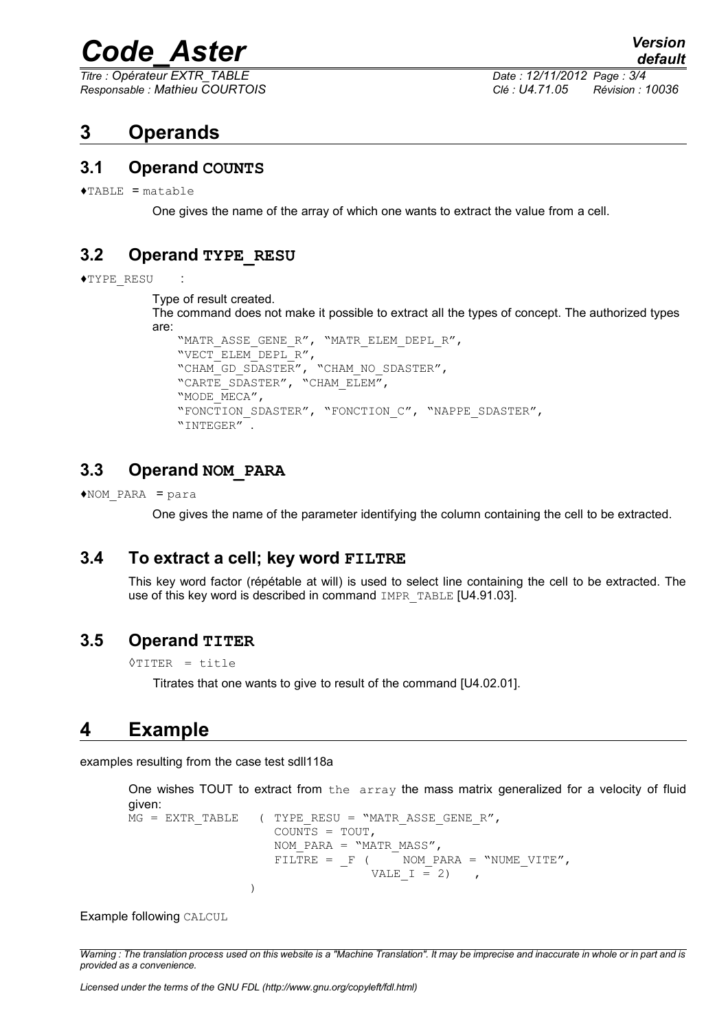# 3 Operands

## 3.1 Operand COUNTS

♦TABLE = matable

One gives the name of the array of which one wants to extract the value from a cell.

## 3.2 Operand TYPE_RESU

♦TYPE_RESU :

Type of result created.
The command does not make it possible to extract all the types of concept. The authorized types are:

```
"MATR_ASSE_GENE_R", "MATR_ELEM_DEPL_R",
"VECT_ELEM_DEPL_R",
"CHAM_GD_SDASTER", "CHAM_NO_SDASTER",
"CARTE_SDASTER", "CHAM_ELEM",
"MODE_MECA",
"FONCTION_SDASTER", "FONCTION_C", "NAPPE_SDASTER",
"INTEGER" .
```

## 3.3 Operand NOM_PARA

♦NOM_PARA = para

One gives the name of the parameter identifying the column containing the cell to be extracted.

## 3.4 To extract a cell; key word FILTRE

This key word factor (répétable at will) is used to select line containing the cell to be extracted. The use of this key word is described in command IMPR_TABLE [U4.91.03].

## 3.5 Operand TITER

◊TITER = title

Titrates that one wants to give to result of the command [U4.02.01].

# 4 Example

examples resulting from the case test sdll118a

One wishes TOUT to extract from the array the mass matrix generalized for a velocity of fluid given:

```
MG = EXTR_TABLE   ( TYPE_RESU = "MATR_ASSE_GENE_R",
                    COUNTS = TOUT,
                    NOM_PARA = "MATR_MASS",
                    FILTRE = _F (    NOM_PARA = "NUME_VITE",
                                VALE_I = 2)    ,
                  )
```

Example following CALCUL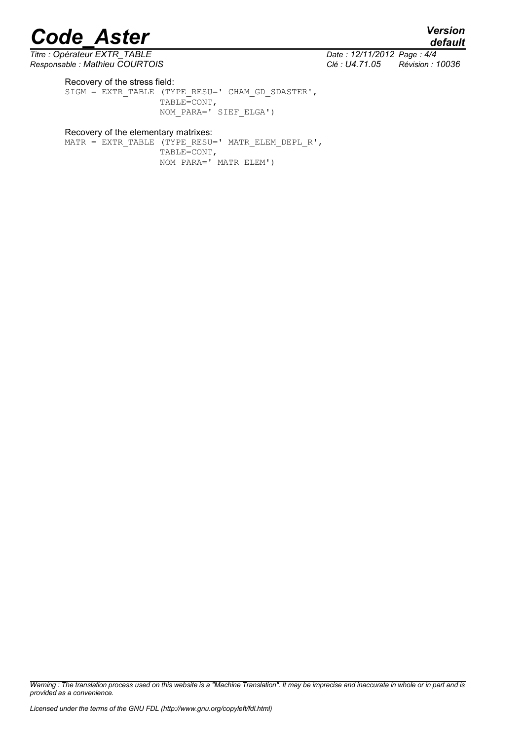Recovery of the stress field:

```
SIGM = EXTR_TABLE (TYPE_RESU=' CHAM_GD_SDASTER',
                   TABLE=CONT,
                   NOM_PARA=' SIEF_ELGA')
```

Recovery of the elementary matrixes:

```
MATR = EXTR_TABLE (TYPE_RESU=' MATR_ELEM_DEPL_R',
                   TABLE=CONT,
                   NOM_PARA=' MATR_ELEM')
```